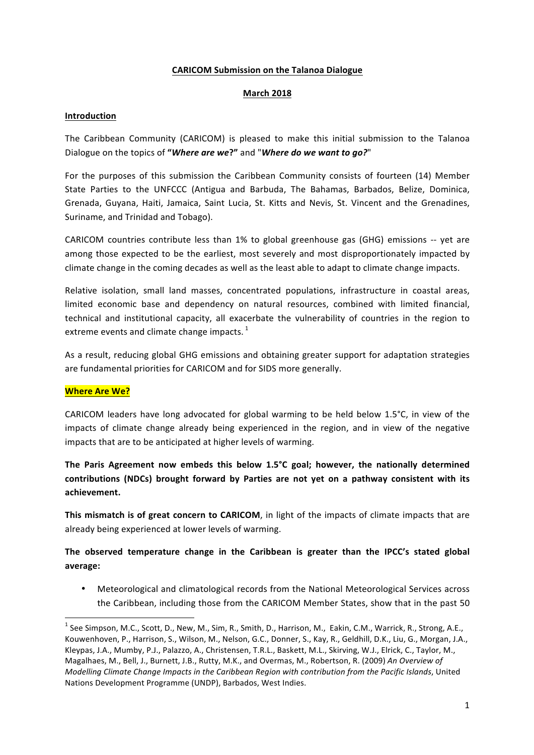**CARICOM Submission on the Talanoa Dialogue**

**March 2018**

## Introduction

The Caribbean Community (CARICOM) is pleased to make this initial submission to the Talanoa Dialogue on the topics of **"*Where are we*?"** and "***Where do we want to go?***"

For the purposes of this submission the Caribbean Community consists of fourteen (14) Member State Parties to the UNFCCC (Antigua and Barbuda, The Bahamas, Barbados, Belize, Dominica, Grenada, Guyana, Haiti, Jamaica, Saint Lucia, St. Kitts and Nevis, St. Vincent and the Grenadines, Suriname, and Trinidad and Tobago).

CARICOM countries contribute less than 1% to global greenhouse gas (GHG) emissions -- yet are among those expected to be the earliest, most severely and most disproportionately impacted by climate change in the coming decades as well as the least able to adapt to climate change impacts.

Relative isolation, small land masses, concentrated populations, infrastructure in coastal areas, limited economic base and dependency on natural resources, combined with limited financial, technical and institutional capacity, all exacerbate the vulnerability of countries in the region to extreme events and climate change impacts. [1]

As a result, reducing global GHG emissions and obtaining greater support for adaptation strategies are fundamental priorities for CARICOM and for SIDS more generally.

## Where Are We?

CARICOM leaders have long advocated for global warming to be held below 1.5°C, in view of the impacts of climate change already being experienced in the region, and in view of the negative impacts that are to be anticipated at higher levels of warming.

**The Paris Agreement now embeds this below 1.5°C goal; however, the nationally determined contributions (NDCs) brought forward by Parties are not yet on a pathway consistent with its achievement.**

**This mismatch is of great concern to CARICOM**, in light of the impacts of climate impacts that are already being experienced at lower levels of warming.

**The observed temperature change in the Caribbean is greater than the IPCC's stated global average:**

- Meteorological and climatological records from the National Meteorological Services across the Caribbean, including those from the CARICOM Member States, show that in the past 50

[1] See Simpson, M.C., Scott, D., New, M., Sim, R., Smith, D., Harrison, M., Eakin, C.M., Warrick, R., Strong, A.E., Kouwenhoven, P., Harrison, S., Wilson, M., Nelson, G.C., Donner, S., Kay, R., Geldhill, D.K., Liu, G., Morgan, J.A., Kleypas, J.A., Mumby, P.J., Palazzo, A., Christensen, T.R.L., Baskett, M.L., Skirving, W.J., Elrick, C., Taylor, M., Magalhaes, M., Bell, J., Burnett, J.B., Rutty, M.K., and Overmas, M., Robertson, R. (2009) *An Overview of Modelling Climate Change Impacts in the Caribbean Region with contribution from the Pacific Islands*, United Nations Development Programme (UNDP), Barbados, West Indies.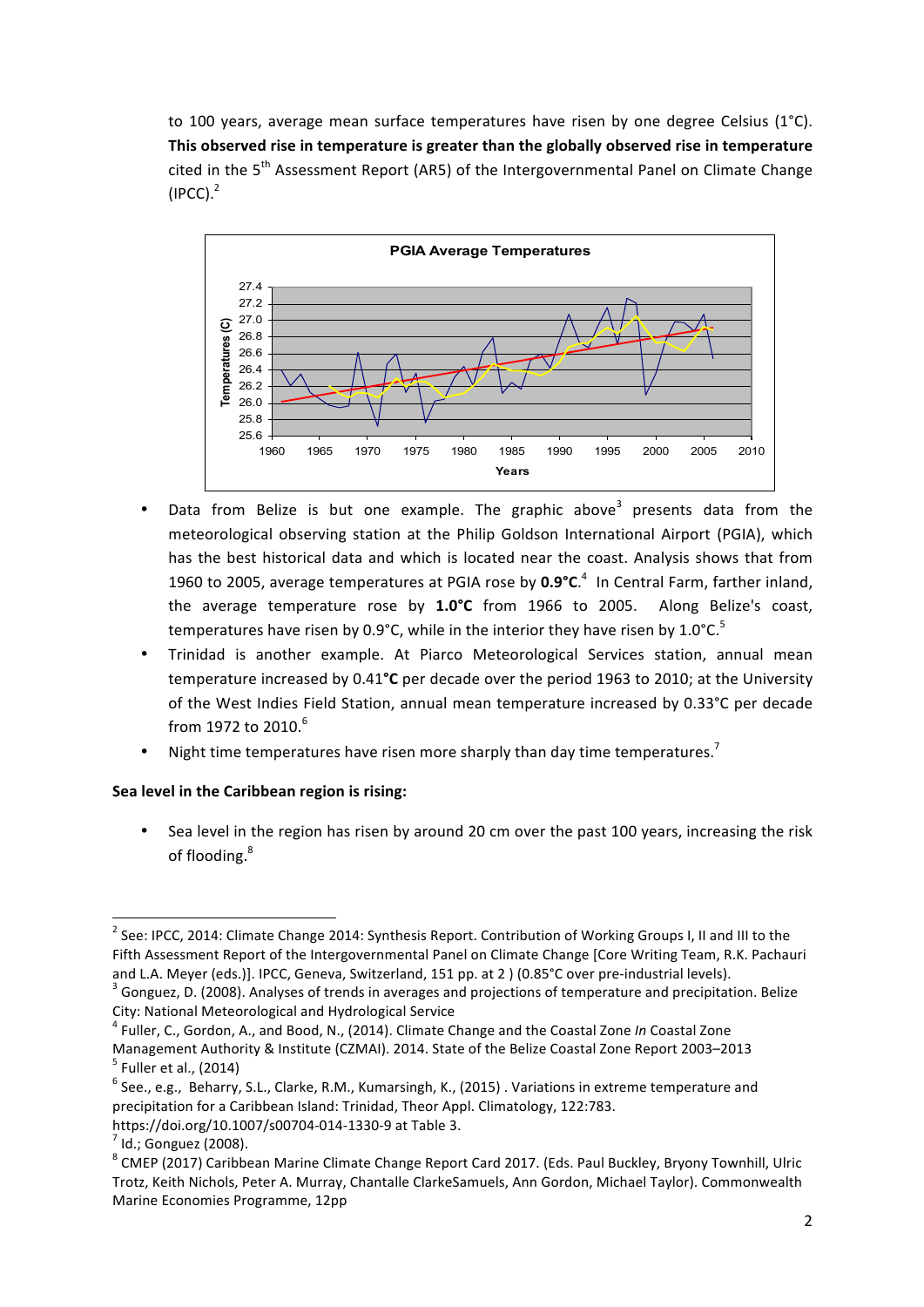to 100 years, average mean surface temperatures have risen by one degree Celsius (1°C). **This observed rise in temperature is greater than the globally observed rise in temperature** cited in the 5th Assessment Report (AR5) of the Intergovernmental Panel on Climate Change (IPCC).[2]

- Data from Belize is but one example. The graphic above[3] presents data from the meteorological observing station at the Philip Goldson International Airport (PGIA), which has the best historical data and which is located near the coast. Analysis shows that from 1960 to 2005, average temperatures at PGIA rose by **0.9°C**.[4] In Central Farm, farther inland, the average temperature rose by **1.0°C** from 1966 to 2005. Along Belize's coast, temperatures have risen by 0.9°C, while in the interior they have risen by 1.0°C.[5]
- Trinidad is another example. At Piarco Meteorological Services station, annual mean temperature increased by 0.41**°C** per decade over the period 1963 to 2010; at the University of the West Indies Field Station, annual mean temperature increased by 0.33°C per decade from 1972 to 2010.[6]
- Night time temperatures have risen more sharply than day time temperatures.[7]

**Sea level in the Caribbean region is rising:**

- Sea level in the region has risen by around 20 cm over the past 100 years, increasing the risk of flooding.[8]

---

[2] See: IPCC, 2014: Climate Change 2014: Synthesis Report. Contribution of Working Groups I, II and III to the Fifth Assessment Report of the Intergovernmental Panel on Climate Change [Core Writing Team, R.K. Pachauri and L.A. Meyer (eds.)]. IPCC, Geneva, Switzerland, 151 pp. at 2 ) (0.85°C over pre-industrial levels).

[3] Gonguez, D. (2008). Analyses of trends in averages and projections of temperature and precipitation. Belize City: National Meteorological and Hydrological Service

[4] Fuller, C., Gordon, A., and Bood, N., (2014). Climate Change and the Coastal Zone *In* Coastal Zone Management Authority & Institute (CZMAI). 2014. State of the Belize Coastal Zone Report 2003–2013

[5] Fuller et al., (2014)

[6] See., e.g., Beharry, S.L., Clarke, R.M., Kumarsingh, K., (2015) . Variations in extreme temperature and precipitation for a Caribbean Island: Trinidad, Theor Appl. Climatology, 122:783. https://doi.org/10.1007/s00704-014-1330-9 at Table 3.

[7] Id.; Gonguez (2008).

[8] CMEP (2017) Caribbean Marine Climate Change Report Card 2017. (Eds. Paul Buckley, Bryony Townhill, Ulric Trotz, Keith Nichols, Peter A. Murray, Chantalle ClarkeSamuels, Ann Gordon, Michael Taylor). Commonwealth Marine Economies Programme, 12pp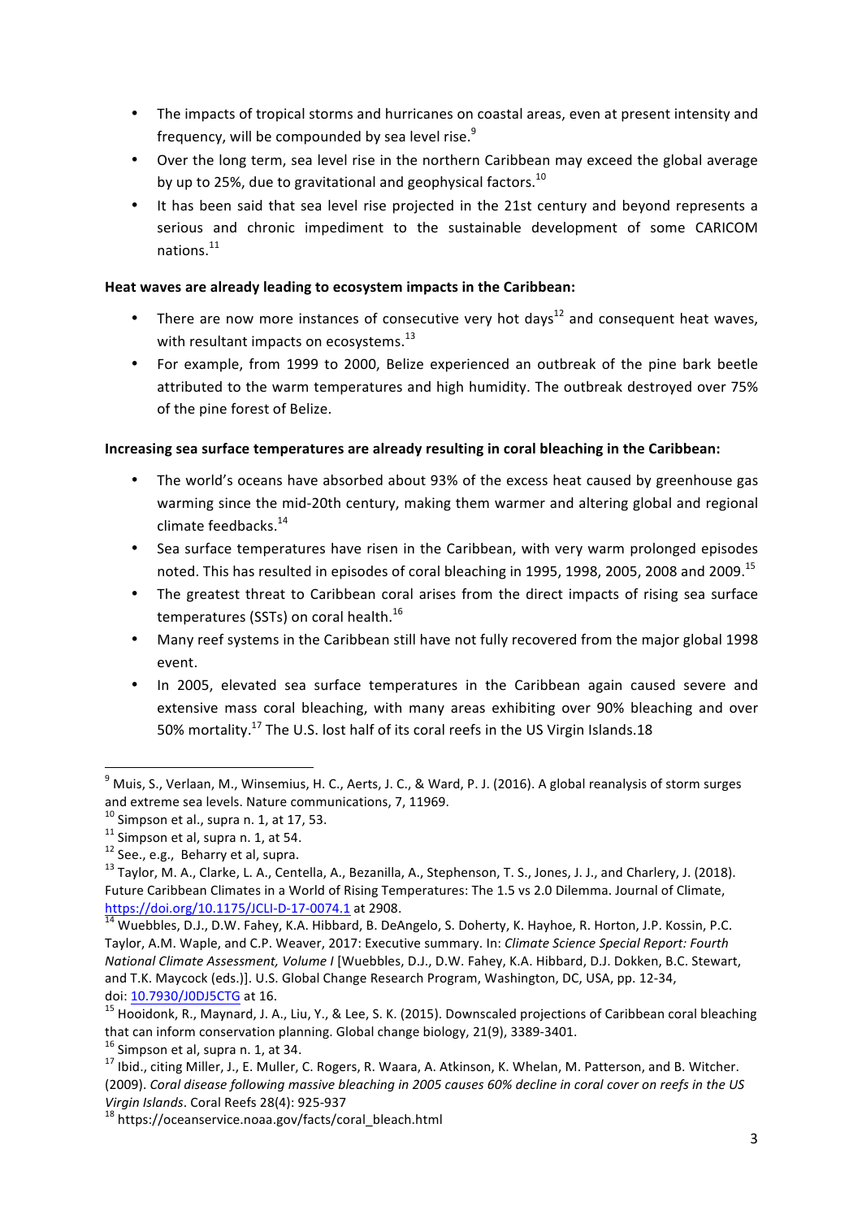- The impacts of tropical storms and hurricanes on coastal areas, even at present intensity and frequency, will be compounded by sea level rise.[9]
- Over the long term, sea level rise in the northern Caribbean may exceed the global average by up to 25%, due to gravitational and geophysical factors.[10]
- It has been said that sea level rise projected in the 21st century and beyond represents a serious and chronic impediment to the sustainable development of some CARICOM nations.[11]

**Heat waves are already leading to ecosystem impacts in the Caribbean:**

- There are now more instances of consecutive very hot days[12] and consequent heat waves, with resultant impacts on ecosystems.[13]
- For example, from 1999 to 2000, Belize experienced an outbreak of the pine bark beetle attributed to the warm temperatures and high humidity. The outbreak destroyed over 75% of the pine forest of Belize.

**Increasing sea surface temperatures are already resulting in coral bleaching in the Caribbean:**

- The world's oceans have absorbed about 93% of the excess heat caused by greenhouse gas warming since the mid-20th century, making them warmer and altering global and regional climate feedbacks.[14]
- Sea surface temperatures have risen in the Caribbean, with very warm prolonged episodes noted. This has resulted in episodes of coral bleaching in 1995, 1998, 2005, 2008 and 2009.[15]
- The greatest threat to Caribbean coral arises from the direct impacts of rising sea surface temperatures (SSTs) on coral health.[16]
- Many reef systems in the Caribbean still have not fully recovered from the major global 1998 event.
- In 2005, elevated sea surface temperatures in the Caribbean again caused severe and extensive mass coral bleaching, with many areas exhibiting over 90% bleaching and over 50% mortality.[17] The U.S. lost half of its coral reefs in the US Virgin Islands.18

---

[9] Muis, S., Verlaan, M., Winsemius, H. C., Aerts, J. C., & Ward, P. J. (2016). A global reanalysis of storm surges and extreme sea levels. Nature communications, 7, 11969.

[10] Simpson et al., supra n. 1, at 17, 53.

[11] Simpson et al, supra n. 1, at 54.

[12] See., e.g., Beharry et al, supra.

[13] Taylor, M. A., Clarke, L. A., Centella, A., Bezanilla, A., Stephenson, T. S., Jones, J. J., and Charlery, J. (2018). Future Caribbean Climates in a World of Rising Temperatures: The 1.5 vs 2.0 Dilemma. Journal of Climate, https://doi.org/10.1175/JCLI-D-17-0074.1 at 2908.

[14] Wuebbles, D.J., D.W. Fahey, K.A. Hibbard, B. DeAngelo, S. Doherty, K. Hayhoe, R. Horton, J.P. Kossin, P.C. Taylor, A.M. Waple, and C.P. Weaver, 2017: Executive summary. In: *Climate Science Special Report: Fourth National Climate Assessment, Volume I* [Wuebbles, D.J., D.W. Fahey, K.A. Hibbard, D.J. Dokken, B.C. Stewart, and T.K. Maycock (eds.)]. U.S. Global Change Research Program, Washington, DC, USA, pp. 12-34, doi: 10.7930/J0DJ5CTG at 16.

[15] Hooidonk, R., Maynard, J. A., Liu, Y., & Lee, S. K. (2015). Downscaled projections of Caribbean coral bleaching that can inform conservation planning. Global change biology, 21(9), 3389-3401.

[16] Simpson et al, supra n. 1, at 34.

[17] Ibid., citing Miller, J., E. Muller, C. Rogers, R. Waara, A. Atkinson, K. Whelan, M. Patterson, and B. Witcher. (2009). *Coral disease following massive bleaching in 2005 causes 60% decline in coral cover on reefs in the US Virgin Islands*. Coral Reefs 28(4): 925-937

[18] https://oceanservice.noaa.gov/facts/coral_bleach.html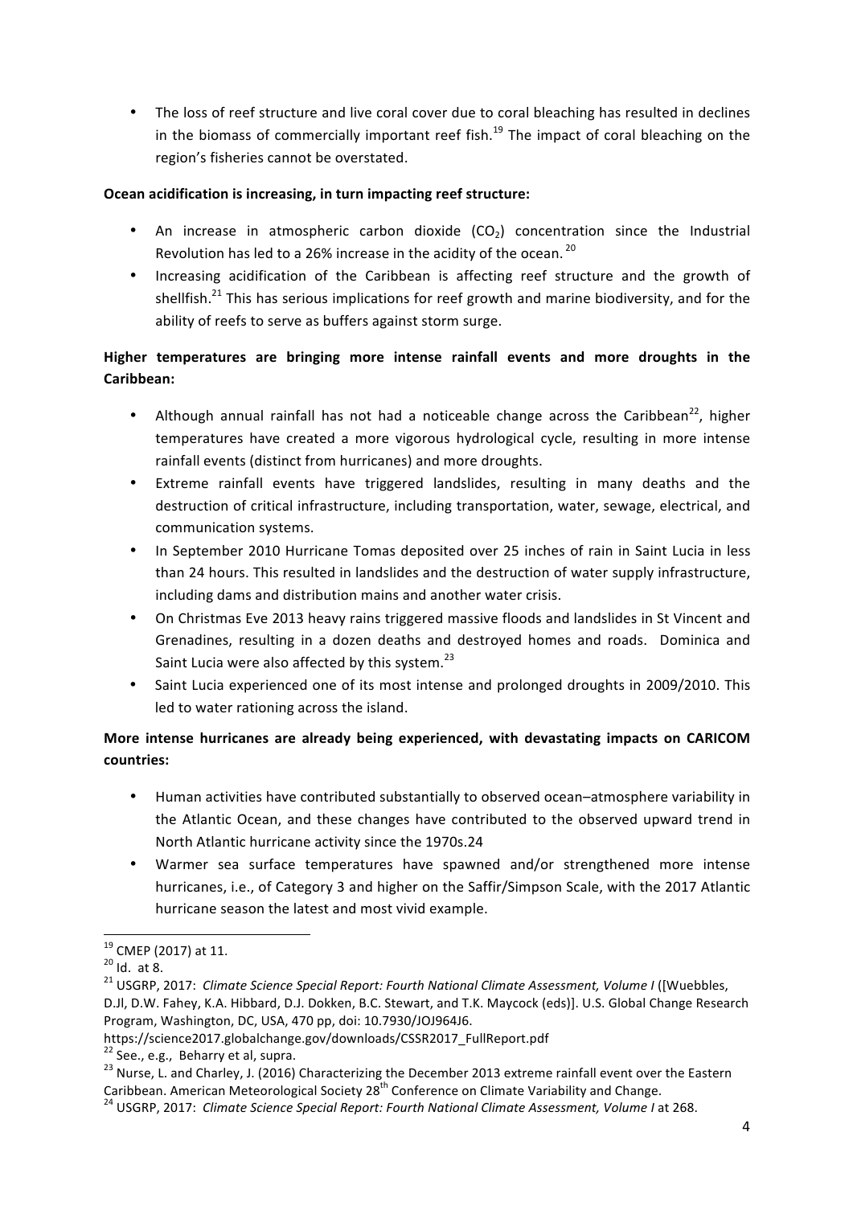- The loss of reef structure and live coral cover due to coral bleaching has resulted in declines in the biomass of commercially important reef fish.[19] The impact of coral bleaching on the region's fisheries cannot be overstated.

**Ocean acidification is increasing, in turn impacting reef structure:**

- An increase in atmospheric carbon dioxide ($CO_2$) concentration since the Industrial Revolution has led to a 26% increase in the acidity of the ocean.[20]
- Increasing acidification of the Caribbean is affecting reef structure and the growth of shellfish.[21] This has serious implications for reef growth and marine biodiversity, and for the ability of reefs to serve as buffers against storm surge.

**Higher temperatures are bringing more intense rainfall events and more droughts in the Caribbean:**

- Although annual rainfall has not had a noticeable change across the Caribbean[22], higher temperatures have created a more vigorous hydrological cycle, resulting in more intense rainfall events (distinct from hurricanes) and more droughts.
- Extreme rainfall events have triggered landslides, resulting in many deaths and the destruction of critical infrastructure, including transportation, water, sewage, electrical, and communication systems.
- In September 2010 Hurricane Tomas deposited over 25 inches of rain in Saint Lucia in less than 24 hours. This resulted in landslides and the destruction of water supply infrastructure, including dams and distribution mains and another water crisis.
- On Christmas Eve 2013 heavy rains triggered massive floods and landslides in St Vincent and Grenadines, resulting in a dozen deaths and destroyed homes and roads. Dominica and Saint Lucia were also affected by this system.[23]
- Saint Lucia experienced one of its most intense and prolonged droughts in 2009/2010. This led to water rationing across the island.

**More intense hurricanes are already being experienced, with devastating impacts on CARICOM countries:**

- Human activities have contributed substantially to observed ocean–atmosphere variability in the Atlantic Ocean, and these changes have contributed to the observed upward trend in North Atlantic hurricane activity since the 1970s.24
- Warmer sea surface temperatures have spawned and/or strengthened more intense hurricanes, i.e., of Category 3 and higher on the Saffir/Simpson Scale, with the 2017 Atlantic hurricane season the latest and most vivid example.

---

[19] CMEP (2017) at 11.

[20] Id. at 8.

[21] USGRP, 2017: *Climate Science Special Report: Fourth National Climate Assessment, Volume I* ([Wuebbles, D.Jl, D.W. Fahey, K.A. Hibbard, D.J. Dokken, B.C. Stewart, and T.K. Maycock (eds)]. U.S. Global Change Research Program, Washington, DC, USA, 470 pp, doi: 10.7930/JOJ964J6. https://science2017.globalchange.gov/downloads/CSSR2017_FullReport.pdf

[22] See., e.g., Beharry et al, supra.

[23] Nurse, L. and Charley, J. (2016) Characterizing the December 2013 extreme rainfall event over the Eastern Caribbean. American Meteorological Society 28th Conference on Climate Variability and Change.

[24] USGRP, 2017: *Climate Science Special Report: Fourth National Climate Assessment, Volume I* at 268.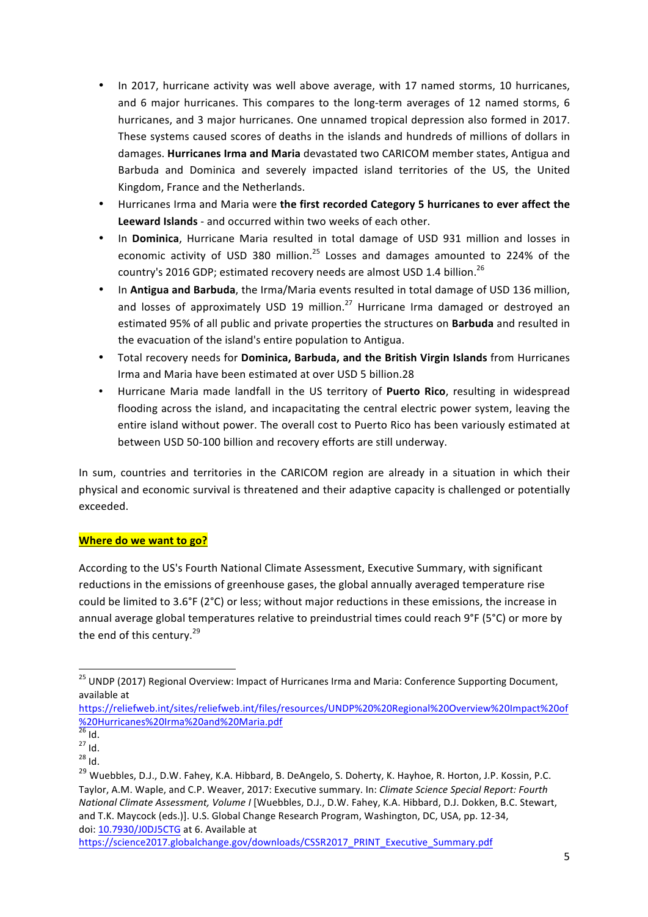- In 2017, hurricane activity was well above average, with 17 named storms, 10 hurricanes, and 6 major hurricanes. This compares to the long-term averages of 12 named storms, 6 hurricanes, and 3 major hurricanes. One unnamed tropical depression also formed in 2017. These systems caused scores of deaths in the islands and hundreds of millions of dollars in damages. **Hurricanes Irma and Maria** devastated two CARICOM member states, Antigua and Barbuda and Dominica and severely impacted island territories of the US, the United Kingdom, France and the Netherlands.
- Hurricanes Irma and Maria were **the first recorded Category 5 hurricanes to ever affect the Leeward Islands** - and occurred within two weeks of each other.
- In **Dominica**, Hurricane Maria resulted in total damage of USD 931 million and losses in economic activity of USD 380 million.[25] Losses and damages amounted to 224% of the country's 2016 GDP; estimated recovery needs are almost USD 1.4 billion.[26]
- In **Antigua and Barbuda**, the Irma/Maria events resulted in total damage of USD 136 million, and losses of approximately USD 19 million.[27] Hurricane Irma damaged or destroyed an estimated 95% of all public and private properties the structures on **Barbuda** and resulted in the evacuation of the island's entire population to Antigua.
- Total recovery needs for **Dominica, Barbuda, and the British Virgin Islands** from Hurricanes Irma and Maria have been estimated at over USD 5 billion.28
- Hurricane Maria made landfall in the US territory of **Puerto Rico**, resulting in widespread flooding across the island, and incapacitating the central electric power system, leaving the entire island without power. The overall cost to Puerto Rico has been variously estimated at between USD 50-100 billion and recovery efforts are still underway.

In sum, countries and territories in the CARICOM region are already in a situation in which their physical and economic survival is threatened and their adaptive capacity is challenged or potentially exceeded.

## **Where do we want to go?**

According to the US's Fourth National Climate Assessment, Executive Summary, with significant reductions in the emissions of greenhouse gases, the global annually averaged temperature rise could be limited to 3.6°F (2°C) or less; without major reductions in these emissions, the increase in annual average global temperatures relative to preindustrial times could reach 9°F (5°C) or more by the end of this century.[29]

---

[25] UNDP (2017) Regional Overview: Impact of Hurricanes Irma and Maria: Conference Supporting Document, available at https://reliefweb.int/sites/reliefweb.int/files/resources/UNDP%20%20Regional%20Overview%20Impact%20of%20Hurricanes%20Irma%20and%20Maria.pdf

[26] Id.

[27] Id.

[28] Id.

[29] Wuebbles, D.J., D.W. Fahey, K.A. Hibbard, B. DeAngelo, S. Doherty, K. Hayhoe, R. Horton, J.P. Kossin, P.C. Taylor, A.M. Waple, and C.P. Weaver, 2017: Executive summary. In: *Climate Science Special Report: Fourth National Climate Assessment, Volume I* [Wuebbles, D.J., D.W. Fahey, K.A. Hibbard, D.J. Dokken, B.C. Stewart, and T.K. Maycock (eds.)]. U.S. Global Change Research Program, Washington, DC, USA, pp. 12-34, doi: 10.7930/J0DJ5CTG at 6. Available at https://science2017.globalchange.gov/downloads/CSSR2017_PRINT_Executive_Summary.pdf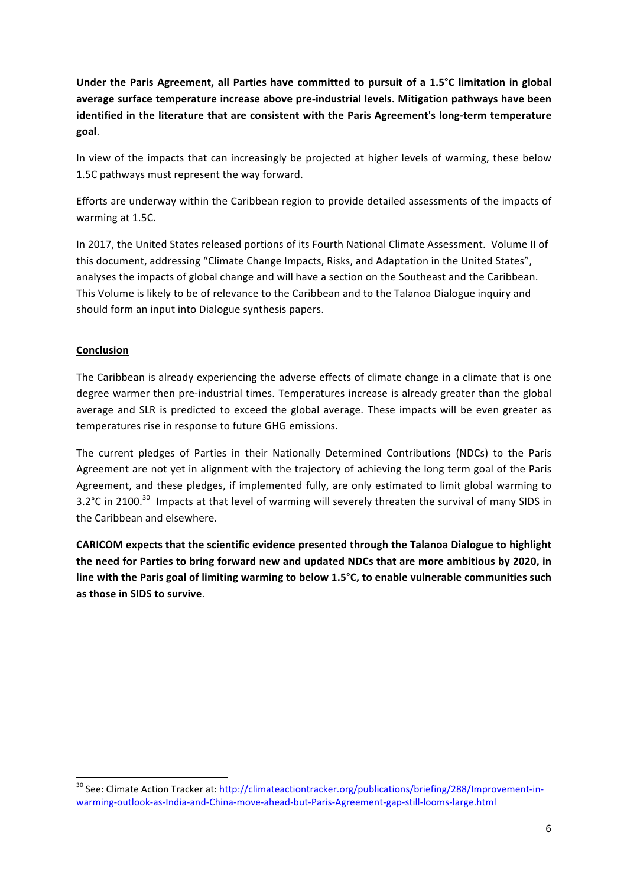**Under the Paris Agreement, all Parties have committed to pursuit of a 1.5°C limitation in global average surface temperature increase above pre-industrial levels. Mitigation pathways have been identified in the literature that are consistent with the Paris Agreement's long-term temperature goal**.

In view of the impacts that can increasingly be projected at higher levels of warming, these below 1.5C pathways must represent the way forward.

Efforts are underway within the Caribbean region to provide detailed assessments of the impacts of warming at 1.5C.

In 2017, the United States released portions of its Fourth National Climate Assessment. Volume II of this document, addressing "Climate Change Impacts, Risks, and Adaptation in the United States", analyses the impacts of global change and will have a section on the Southeast and the Caribbean. This Volume is likely to be of relevance to the Caribbean and to the Talanoa Dialogue inquiry and should form an input into Dialogue synthesis papers.

## Conclusion

The Caribbean is already experiencing the adverse effects of climate change in a climate that is one degree warmer then pre-industrial times. Temperatures increase is already greater than the global average and SLR is predicted to exceed the global average. These impacts will be even greater as temperatures rise in response to future GHG emissions.

The current pledges of Parties in their Nationally Determined Contributions (NDCs) to the Paris Agreement are not yet in alignment with the trajectory of achieving the long term goal of the Paris Agreement, and these pledges, if implemented fully, are only estimated to limit global warming to 3.2°C in 2100.[30] Impacts at that level of warming will severely threaten the survival of many SIDS in the Caribbean and elsewhere.

**CARICOM expects that the scientific evidence presented through the Talanoa Dialogue to highlight the need for Parties to bring forward new and updated NDCs that are more ambitious by 2020, in line with the Paris goal of limiting warming to below 1.5°C, to enable vulnerable communities such as those in SIDS to survive**.

---

[30] See: Climate Action Tracker at: http://climateactiontracker.org/publications/briefing/288/Improvement-in-warming-outlook-as-India-and-China-move-ahead-but-Paris-Agreement-gap-still-looms-large.html